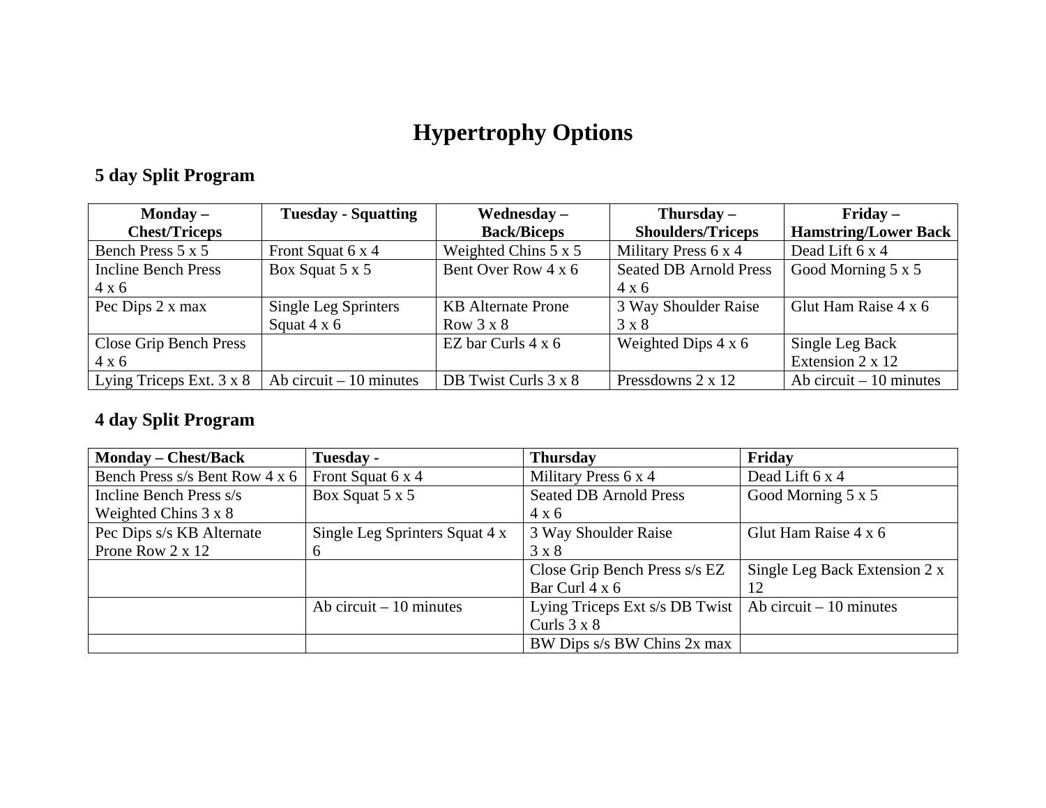# Hypertrophy Options

## 5 day Split Program

| Monday – Chest/Triceps | Tuesday - Squatting | Wednesday – Back/Biceps | Thursday – Shoulders/Triceps | Friday – Hamstring/Lower Back |
|---|---|---|---|---|
| Bench Press 5 x 5 | Front Squat 6 x 4 | Weighted Chins 5 x 5 | Military Press 6 x 4 | Dead Lift 6 x 4 |
| Incline Bench Press 4 x 6 | Box Squat 5 x 5 | Bent Over Row 4 x 6 | Seated DB Arnold Press 4 x 6 | Good Morning 5 x 5 |
| Pec Dips 2 x max | Single Leg Sprinters Squat 4 x 6 | KB Alternate Prone Row 3 x 8 | 3 Way Shoulder Raise 3 x 8 | Glut Ham Raise 4 x 6 |
| Close Grip Bench Press 4 x 6 | | EZ bar Curls 4 x 6 | Weighted Dips 4 x 6 | Single Leg Back Extension 2 x 12 |
| Lying Triceps Ext. 3 x 8 | Ab circuit – 10 minutes | DB Twist Curls 3 x 8 | Pressdowns 2 x 12 | Ab circuit – 10 minutes |

## 4 day Split Program

| Monday – Chest/Back | Tuesday - | Thursday | Friday |
|---|---|---|---|
| Bench Press s/s Bent Row 4 x 6 | Front Squat 6 x 4 | Military Press 6 x 4 | Dead Lift 6 x 4 |
| Incline Bench Press s/s Weighted Chins 3 x 8 | Box Squat 5 x 5 | Seated DB Arnold Press 4 x 6 | Good Morning 5 x 5 |
| Pec Dips s/s KB Alternate Prone Row 2 x 12 | Single Leg Sprinters Squat 4 x 6 | 3 Way Shoulder Raise 3 x 8 | Glut Ham Raise 4 x 6 |
| | | Close Grip Bench Press s/s EZ Bar Curl 4 x 6 | Single Leg Back Extension 2 x 12 |
| | Ab circuit – 10 minutes | Lying Triceps Ext s/s DB Twist Curls 3 x 8 | Ab circuit – 10 minutes |
| | | BW Dips s/s BW Chins 2x max | |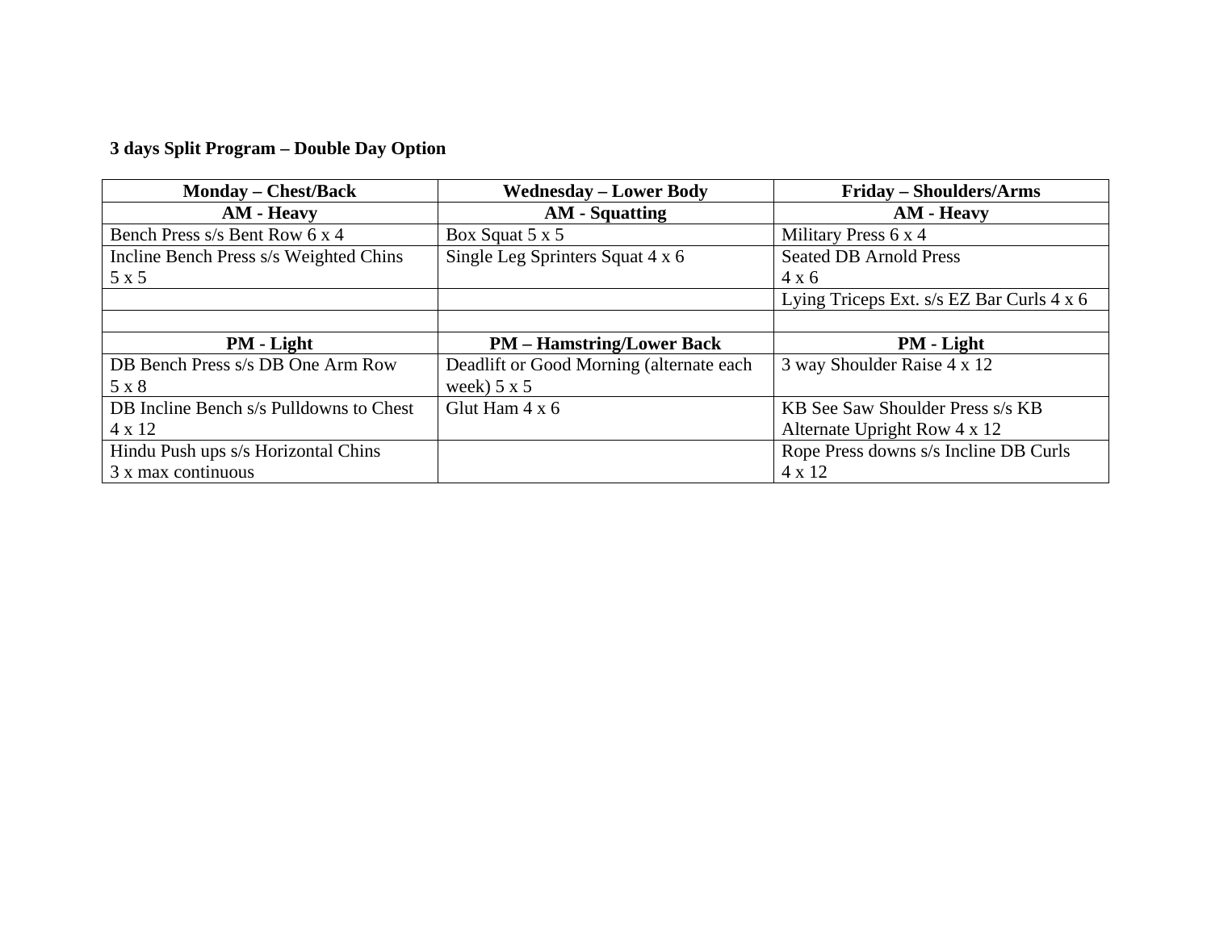**3 days Split Program – Double Day Option**

| Monday – Chest/Back | Wednesday – Lower Body | Friday – Shoulders/Arms |
|---|---|---|
| **AM - Heavy** | **AM - Squatting** | **AM - Heavy** |
| Bench Press s/s Bent Row 6 x 4 | Box Squat 5 x 5 | Military Press 6 x 4 |
| Incline Bench Press s/s Weighted Chins 5 x 5 | Single Leg Sprinters Squat 4 x 6 | Seated DB Arnold Press 4 x 6 |
| | | Lying Triceps Ext. s/s EZ Bar Curls 4 x 6 |
| | | |
| **PM - Light** | **PM – Hamstring/Lower Back** | **PM - Light** |
| DB Bench Press s/s DB One Arm Row 5 x 8 | Deadlift or Good Morning (alternate each week) 5 x 5 | 3 way Shoulder Raise 4 x 12 |
| DB Incline Bench s/s Pulldowns to Chest 4 x 12 | Glut Ham 4 x 6 | KB See Saw Shoulder Press s/s KB Alternate Upright Row 4 x 12 |
| Hindu Push ups s/s Horizontal Chins 3 x max continuous | | Rope Press downs s/s Incline DB Curls 4 x 12 |